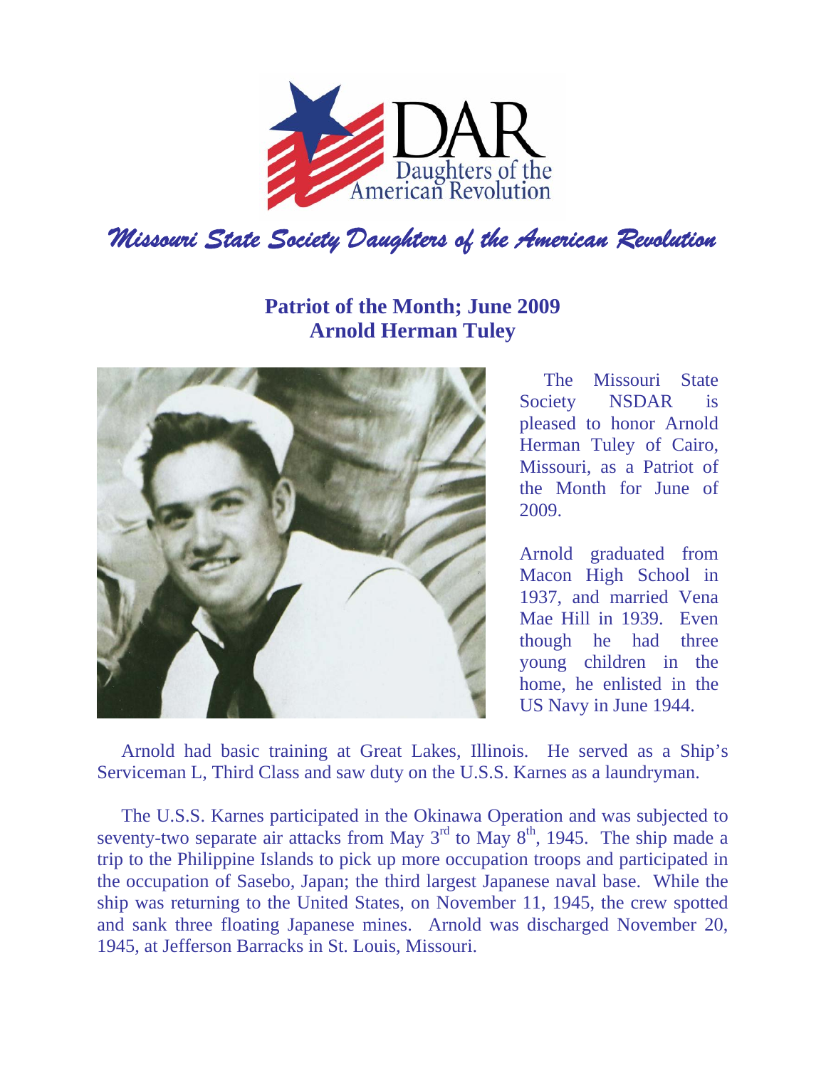DAR
Daughters of the American Revolution

*Missouri State Society Daughters of the American Revolution*

## Patriot of the Month; June 2009
## Arnold Herman Tuley

The Missouri State Society NSDAR is pleased to honor Arnold Herman Tuley of Cairo, Missouri, as a Patriot of the Month for June of 2009.

Arnold graduated from Macon High School in 1937, and married Vena Mae Hill in 1939. Even though he had three young children in the home, he enlisted in the US Navy in June 1944.

Arnold had basic training at Great Lakes, Illinois. He served as a Ship's Serviceman L, Third Class and saw duty on the U.S.S. Karnes as a laundryman.

The U.S.S. Karnes participated in the Okinawa Operation and was subjected to seventy-two separate air attacks from May 3rd to May 8th, 1945. The ship made a trip to the Philippine Islands to pick up more occupation troops and participated in the occupation of Sasebo, Japan; the third largest Japanese naval base. While the ship was returning to the United States, on November 11, 1945, the crew spotted and sank three floating Japanese mines. Arnold was discharged November 20, 1945, at Jefferson Barracks in St. Louis, Missouri.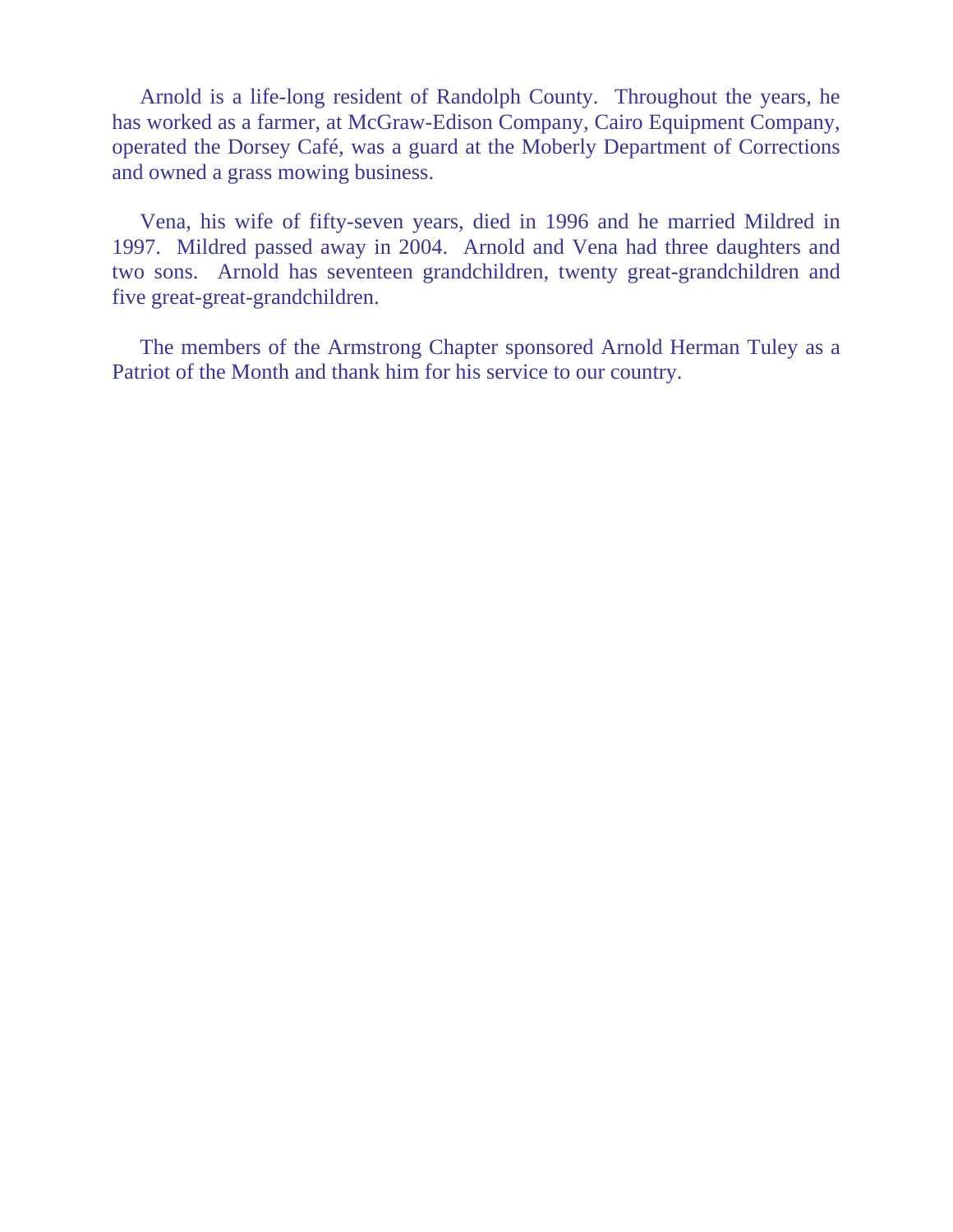Arnold is a life-long resident of Randolph County.  Throughout the years, he has worked as a farmer, at McGraw-Edison Company, Cairo Equipment Company, operated the Dorsey Café, was a guard at the Moberly Department of Corrections and owned a grass mowing business.

Vena, his wife of fifty-seven years, died in 1996 and he married Mildred in 1997.  Mildred passed away in 2004.  Arnold and Vena had three daughters and two sons.  Arnold has seventeen grandchildren, twenty great-grandchildren and five great-great-grandchildren.

The members of the Armstrong Chapter sponsored Arnold Herman Tuley as a Patriot of the Month and thank him for his service to our country.